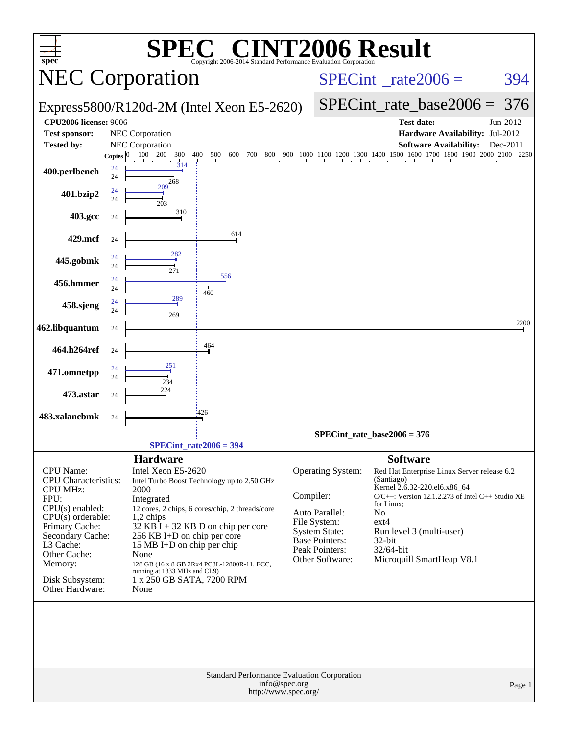# SPEC® CINT2006 Result

Copyright 2006-2014 Standard Performance Evaluation Corporation

## NEC Corporation

Express5800/R120d-2M (Intel Xeon E5-2620)

SPECint_rate2006 = 394

SPECint_rate_base2006 = 376

| | | | |
|---|---|---|---|
| **CPU2006 license:** 9006 | | **Test date:** | Jun-2012 |
| **Test sponsor:** | NEC Corporation | **Hardware Availability:** | Jul-2012 |
| **Tested by:** | NEC Corporation | **Software Availability:** | Dec-2011 |

| Benchmark | Copies (peak) | Peak | Copies (base) | Base |
|---|---|---|---|---|
| 400.perlbench | 24 | 314 | 24 | 268 |
| 401.bzip2 | 24 | 209 | 24 | 203 |
| 403.gcc | | | 24 | 310 |
| 429.mcf | | | 24 | 614 |
| 445.gobmk | 24 | 282 | 24 | 271 |
| 456.hmmer | 24 | 556 | 24 | 460 |
| 458.sjeng | 24 | 289 | 24 | 269 |
| 462.libquantum | | | 24 | 2200 |
| 464.h264ref | | | 24 | 464 |
| 471.omnetpp | 24 | 251 | 24 | 234 |
| 473.astar | | | 24 | 224 |
| 483.xalancbmk | | | 24 | 426 |

SPECint_rate_base2006 = 376

SPECint_rate2006 = 394

### Hardware

| | |
|---|---|
| CPU Name: | Intel Xeon E5-2620 |
| CPU Characteristics: | Intel Turbo Boost Technology up to 2.50 GHz |
| CPU MHz: | 2000 |
| FPU: | Integrated |
| CPU(s) enabled: | 12 cores, 2 chips, 6 cores/chip, 2 threads/core |
| CPU(s) orderable: | 1,2 chips |
| Primary Cache: | 32 KB I + 32 KB D on chip per core |
| Secondary Cache: | 256 KB I+D on chip per core |
| L3 Cache: | 15 MB I+D on chip per chip |
| Other Cache: | None |
| Memory: | 128 GB (16 x 8 GB 2Rx4 PC3L-12800R-11, ECC, running at 1333 MHz and CL9) |
| Disk Subsystem: | 1 x 250 GB SATA, 7200 RPM |
| Other Hardware: | None |

### Software

| | |
|---|---|
| Operating System: | Red Hat Enterprise Linux Server release 6.2 (Santiago) Kernel 2.6.32-220.el6.x86_64 |
| Compiler: | C/C++: Version 12.1.2.273 of Intel C++ Studio XE for Linux; |
| Auto Parallel: | No |
| File System: | ext4 |
| System State: | Run level 3 (multi-user) |
| Base Pointers: | 32-bit |
| Peak Pointers: | 32/64-bit |
| Other Software: | Microquill SmartHeap V8.1 |

Standard Performance Evaluation Corporation
info@spec.org
http://www.spec.org/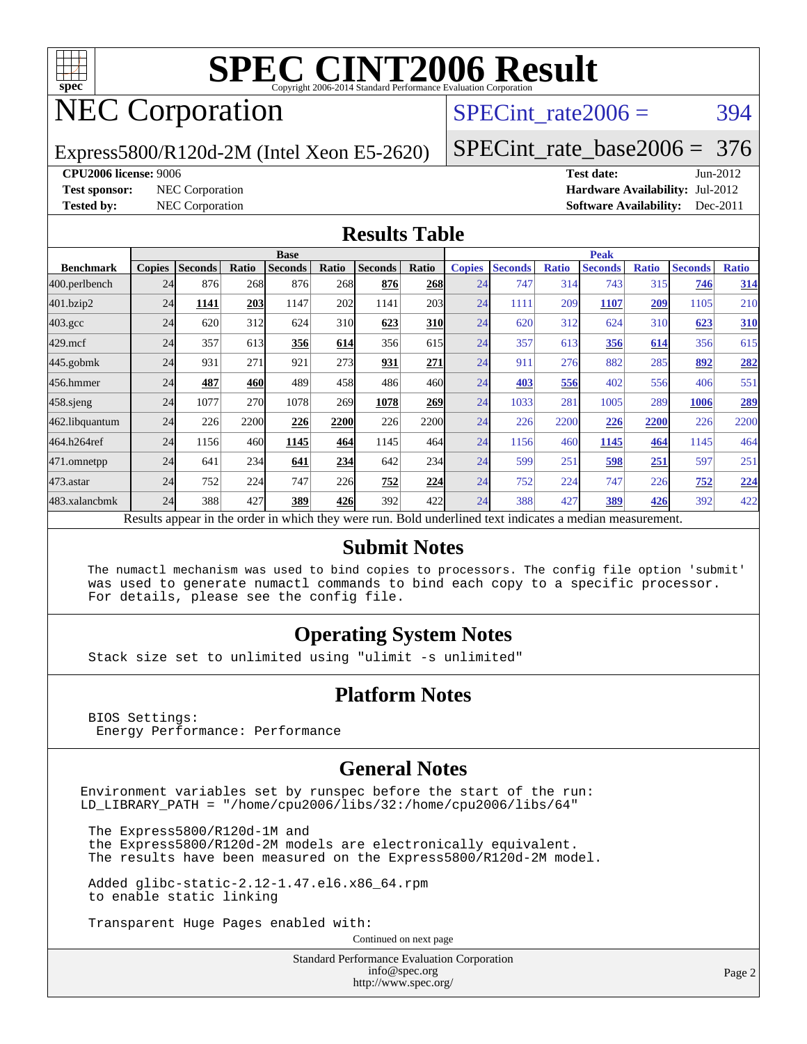# SPEC CINT2006 Result

Copyright 2006-2014 Standard Performance Evaluation Corporation

## NEC Corporation

Express5800/R120d-2M (Intel Xeon E5-2620)

SPECint_rate2006 = 394

SPECint_rate_base2006 = 376

**CPU2006 license:** 9006

**Test sponsor:** NEC Corporation

**Tested by:** NEC Corporation

**Test date:** Jun-2012

**Hardware Availability:** Jul-2012

**Software Availability:** Dec-2011

## Results Table

| Benchmark | Base | | | | | | | Peak | | | | | | |
|---|---|---|---|---|---|---|---|---|---|---|---|---|---|---|
| | Copies | Seconds | Ratio | Seconds | Ratio | Seconds | Ratio | Copies | Seconds | Ratio | Seconds | Ratio | Seconds | Ratio |
| 400.perlbench | 24 | 876 | 268 | 876 | 268 | **876** | **268** | 24 | 747 | 314 | 743 | 315 | **746** | **314** |
| 401.bzip2 | 24 | **1141** | **203** | 1147 | 202 | 1141 | 203 | 24 | 1111 | 209 | **1107** | **209** | 1105 | 210 |
| 403.gcc | 24 | 620 | 312 | 624 | 310 | **623** | **310** | 24 | 620 | 312 | 624 | 310 | **623** | **310** |
| 429.mcf | 24 | 357 | 613 | **356** | **614** | 356 | 615 | 24 | 357 | 613 | **356** | **614** | 356 | 615 |
| 445.gobmk | 24 | 931 | 271 | 921 | 273 | **931** | **271** | 24 | 911 | 276 | 882 | 285 | **892** | **282** |
| 456.hmmer | 24 | **487** | **460** | 489 | 458 | 486 | 460 | 24 | **403** | **556** | 402 | 556 | 406 | 551 |
| 458.sjeng | 24 | 1077 | 270 | 1078 | 269 | **1078** | **269** | 24 | 1033 | 281 | 1005 | 289 | **1006** | **289** |
| 462.libquantum | 24 | 226 | 2200 | **226** | **2200** | 226 | 2200 | 24 | 226 | 2200 | **226** | **2200** | 226 | 2200 |
| 464.h264ref | 24 | 1156 | 460 | **1145** | **464** | 1145 | 464 | 24 | 1156 | 460 | **1145** | **464** | 1145 | 464 |
| 471.omnetpp | 24 | 641 | 234 | **641** | **234** | 642 | 234 | 24 | 599 | 251 | **598** | **251** | 597 | 251 |
| 473.astar | 24 | 752 | 224 | 747 | 226 | **752** | **224** | 24 | 752 | 224 | 747 | 226 | **752** | **224** |
| 483.xalancbmk | 24 | 388 | 427 | **389** | **426** | 392 | 422 | 24 | 388 | 427 | **389** | **426** | 392 | 422 |

Results appear in the order in which they were run. Bold underlined text indicates a median measurement.

## Submit Notes

```
The numactl mechanism was used to bind copies to processors. The config file option 'submit'
was used to generate numactl commands to bind each copy to a specific processor.
For details, please see the config file.
```

## Operating System Notes

```
Stack size set to unlimited using "ulimit -s unlimited"
```

## Platform Notes

```
BIOS Settings:
 Energy Performance: Performance
```

## General Notes

```
Environment variables set by runspec before the start of the run:
LD_LIBRARY_PATH = "/home/cpu2006/libs/32:/home/cpu2006/libs/64"

 The Express5800/R120d-1M and
 the Express5800/R120d-2M models are electronically equivalent.
 The results have been measured on the Express5800/R120d-2M model.

 Added glibc-static-2.12-1.47.el6.x86_64.rpm
 to enable static linking

 Transparent Huge Pages enabled with:
```

Continued on next page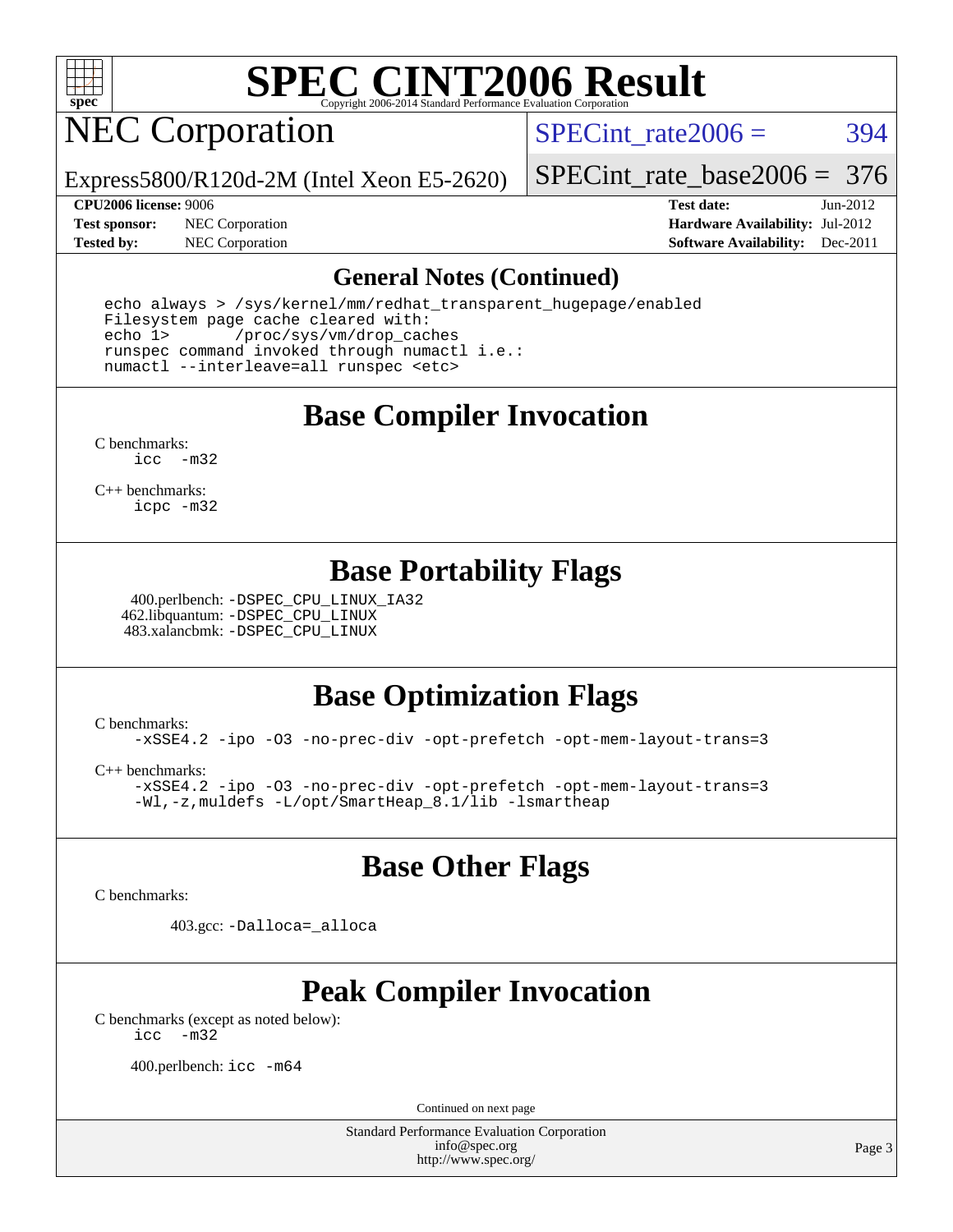# SPEC CINT2006 Result

## NEC Corporation

Express5800/R120d-2M (Intel Xeon E5-2620)

SPECint_rate2006 = 394

SPECint_rate_base2006 = 376

**CPU2006 license:** 9006
**Test sponsor:** NEC Corporation
**Tested by:** NEC Corporation

**Test date:** Jun-2012
**Hardware Availability:** Jul-2012
**Software Availability:** Dec-2011

## General Notes (Continued)

```
echo always > /sys/kernel/mm/redhat_transparent_hugepage/enabled
Filesystem page cache cleared with:
echo 1>       /proc/sys/vm/drop_caches
runspec command invoked through numactl i.e.:
numactl --interleave=all runspec <etc>
```

## Base Compiler Invocation

C benchmarks:
```
icc  -m32
```

C++ benchmarks:
```
icpc -m32
```

## Base Portability Flags

400.perlbench: `-DSPEC_CPU_LINUX_IA32`
462.libquantum: `-DSPEC_CPU_LINUX`
483.xalancbmk: `-DSPEC_CPU_LINUX`

## Base Optimization Flags

C benchmarks:
```
-xSSE4.2 -ipo -O3 -no-prec-div -opt-prefetch -opt-mem-layout-trans=3
```

C++ benchmarks:
```
-xSSE4.2 -ipo -O3 -no-prec-div -opt-prefetch -opt-mem-layout-trans=3
-Wl,-z,muldefs -L/opt/SmartHeap_8.1/lib -lsmartheap
```

## Base Other Flags

C benchmarks:

403.gcc: `-Dalloca=_alloca`

## Peak Compiler Invocation

C benchmarks (except as noted below):
```
icc  -m32
```

400.perlbench: `icc -m64`

Continued on next page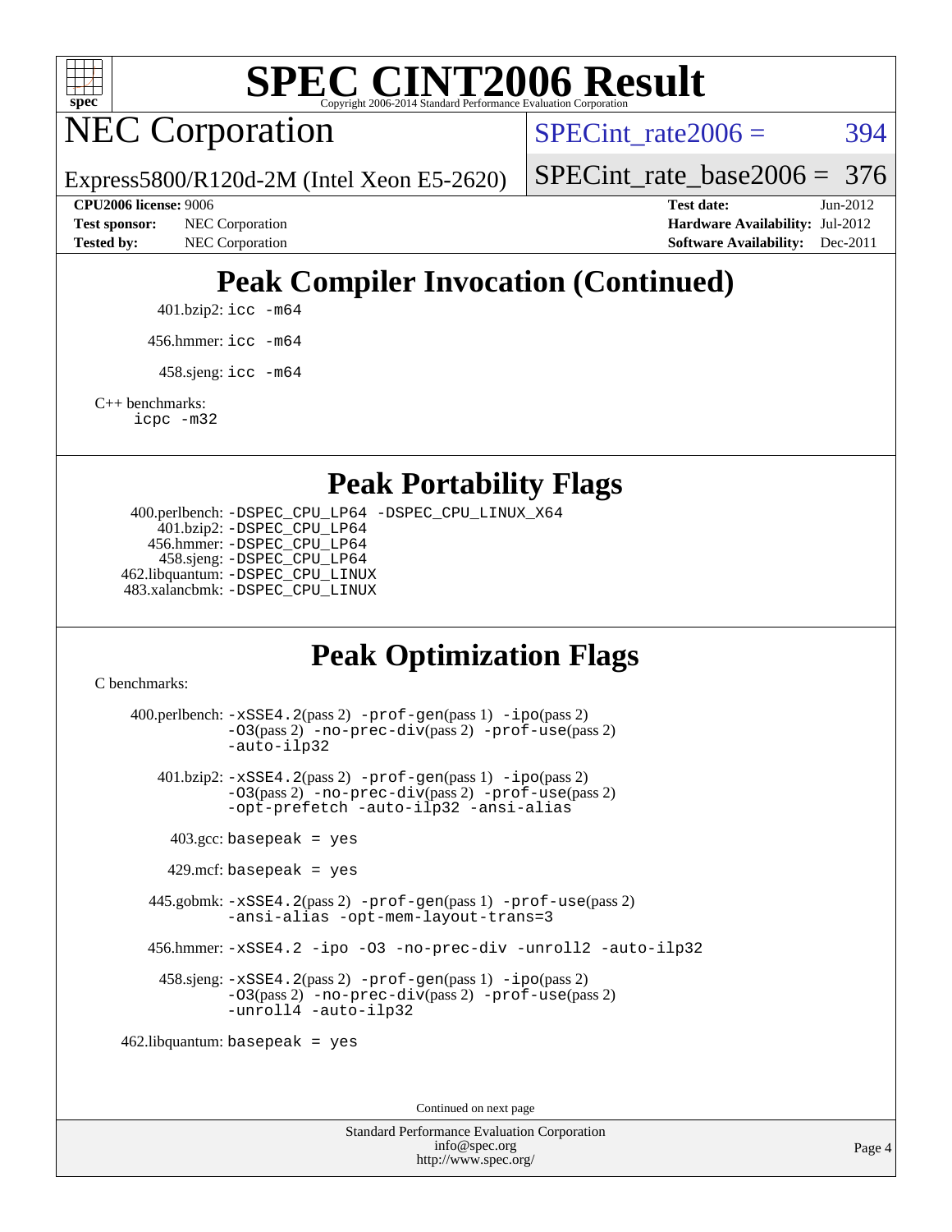## Peak Compiler Invocation (Continued)

401.bzip2: `icc -m64`

456.hmmer: `icc -m64`

458.sjeng: `icc -m64`

C++ benchmarks:
`icpc -m32`

## Peak Portability Flags

400.perlbench: `-DSPEC_CPU_LP64 -DSPEC_CPU_LINUX_X64`
401.bzip2: `-DSPEC_CPU_LP64`
456.hmmer: `-DSPEC_CPU_LP64`
458.sjeng: `-DSPEC_CPU_LP64`
462.libquantum: `-DSPEC_CPU_LINUX`
483.xalancbmk: `-DSPEC_CPU_LINUX`

## Peak Optimization Flags

C benchmarks:

400.perlbench: `-xSSE4.2`(pass 2) `-prof-gen`(pass 1) `-ipo`(pass 2) `-O3`(pass 2) `-no-prec-div`(pass 2) `-prof-use`(pass 2) `-auto-ilp32`

401.bzip2: `-xSSE4.2`(pass 2) `-prof-gen`(pass 1) `-ipo`(pass 2) `-O3`(pass 2) `-no-prec-div`(pass 2) `-prof-use`(pass 2) `-opt-prefetch -auto-ilp32 -ansi-alias`

403.gcc: `basepeak = yes`

429.mcf: `basepeak = yes`

445.gobmk: `-xSSE4.2`(pass 2) `-prof-gen`(pass 1) `-prof-use`(pass 2) `-ansi-alias -opt-mem-layout-trans=3`

456.hmmer: `-xSSE4.2 -ipo -O3 -no-prec-div -unroll2 -auto-ilp32`

458.sjeng: `-xSSE4.2`(pass 2) `-prof-gen`(pass 1) `-ipo`(pass 2) `-O3`(pass 2) `-no-prec-div`(pass 2) `-prof-use`(pass 2) `-unroll4 -auto-ilp32`

462.libquantum: `basepeak = yes`

Continued on next page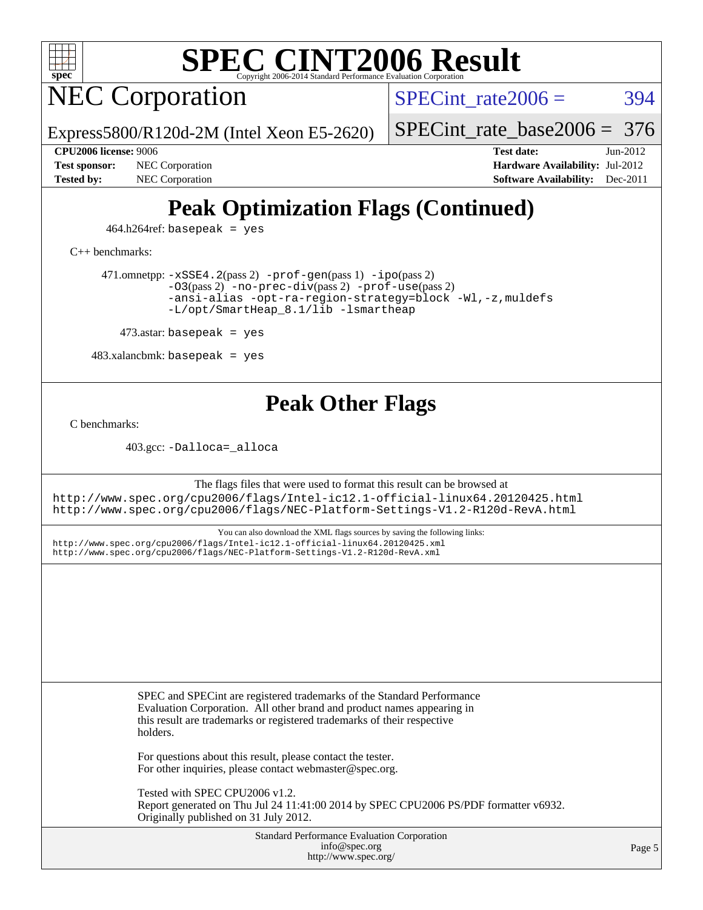# Peak Optimization Flags (Continued)

464.h264ref: `basepeak = yes`

C++ benchmarks:

471.omnetpp: `-xSSE4.2`(pass 2) `-prof-gen`(pass 1) `-ipo`(pass 2) `-O3`(pass 2) `-no-prec-div`(pass 2) `-prof-use`(pass 2) `-ansi-alias -opt-ra-region-strategy=block -Wl,-z,muldefs -L/opt/SmartHeap_8.1/lib -lsmartheap`

473.astar: `basepeak = yes`

483.xalancbmk: `basepeak = yes`

# Peak Other Flags

C benchmarks:

403.gcc: `-Dalloca=_alloca`

The flags files that were used to format this result can be browsed at
http://www.spec.org/cpu2006/flags/Intel-ic12.1-official-linux64.20120425.html
http://www.spec.org/cpu2006/flags/NEC-Platform-Settings-V1.2-R120d-RevA.html

You can also download the XML flags sources by saving the following links:
http://www.spec.org/cpu2006/flags/Intel-ic12.1-official-linux64.20120425.xml
http://www.spec.org/cpu2006/flags/NEC-Platform-Settings-V1.2-R120d-RevA.xml

SPEC and SPECint are registered trademarks of the Standard Performance Evaluation Corporation. All other brand and product names appearing in this result are trademarks or registered trademarks of their respective holders.

For questions about this result, please contact the tester.
For other inquiries, please contact webmaster@spec.org.

Tested with SPEC CPU2006 v1.2.
Report generated on Thu Jul 24 11:41:00 2014 by SPEC CPU2006 PS/PDF formatter v6932.
Originally published on 31 July 2012.